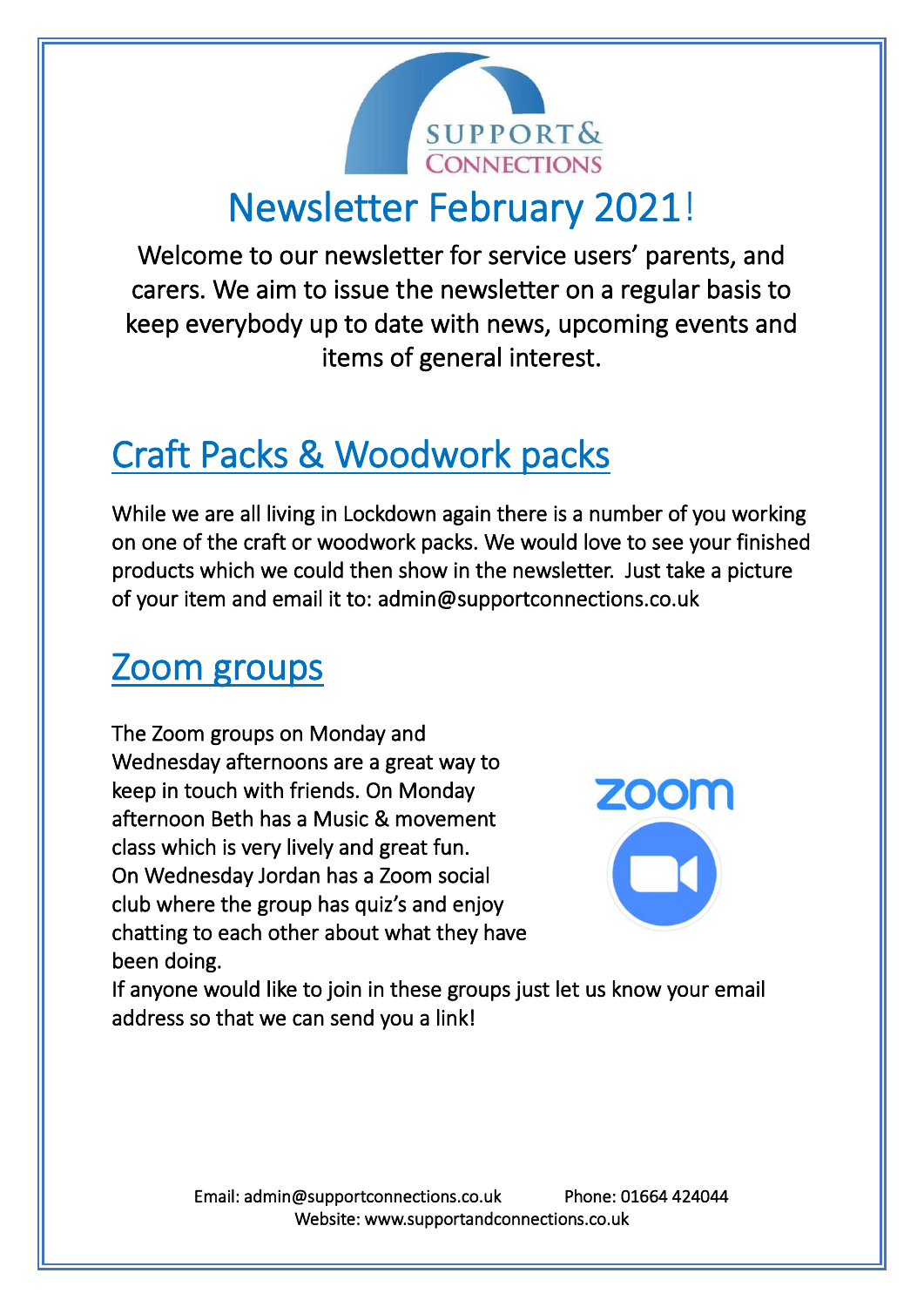# Newsletter February 2021!

Welcome to our newsletter for service users' parents, and carers. We aim to issue the newsletter on a regular basis to keep everybody up to date with news, upcoming events and items of general interest.

## Craft Packs & Woodwork packs

While we are all living in Lockdown again there is a number of you working on one of the craft or woodwork packs. We would love to see your finished products which we could then show in the newsletter. Just take a picture of your item and email it to: admin@supportconnections.co.uk

## Zoom groups

The Zoom groups on Monday and Wednesday afternoons are a great way to keep in touch with friends. On Monday afternoon Beth has a Music & movement class which is very lively and great fun. On Wednesday Jordan has a Zoom social club where the group has quiz's and enjoy chatting to each other about what they have been doing.

If anyone would like to join in these groups just let us know your email address so that we can send you a link!

Email: admin@supportconnections.co.uk Phone: 01664 424044
Website: www.supportandconnections.co.uk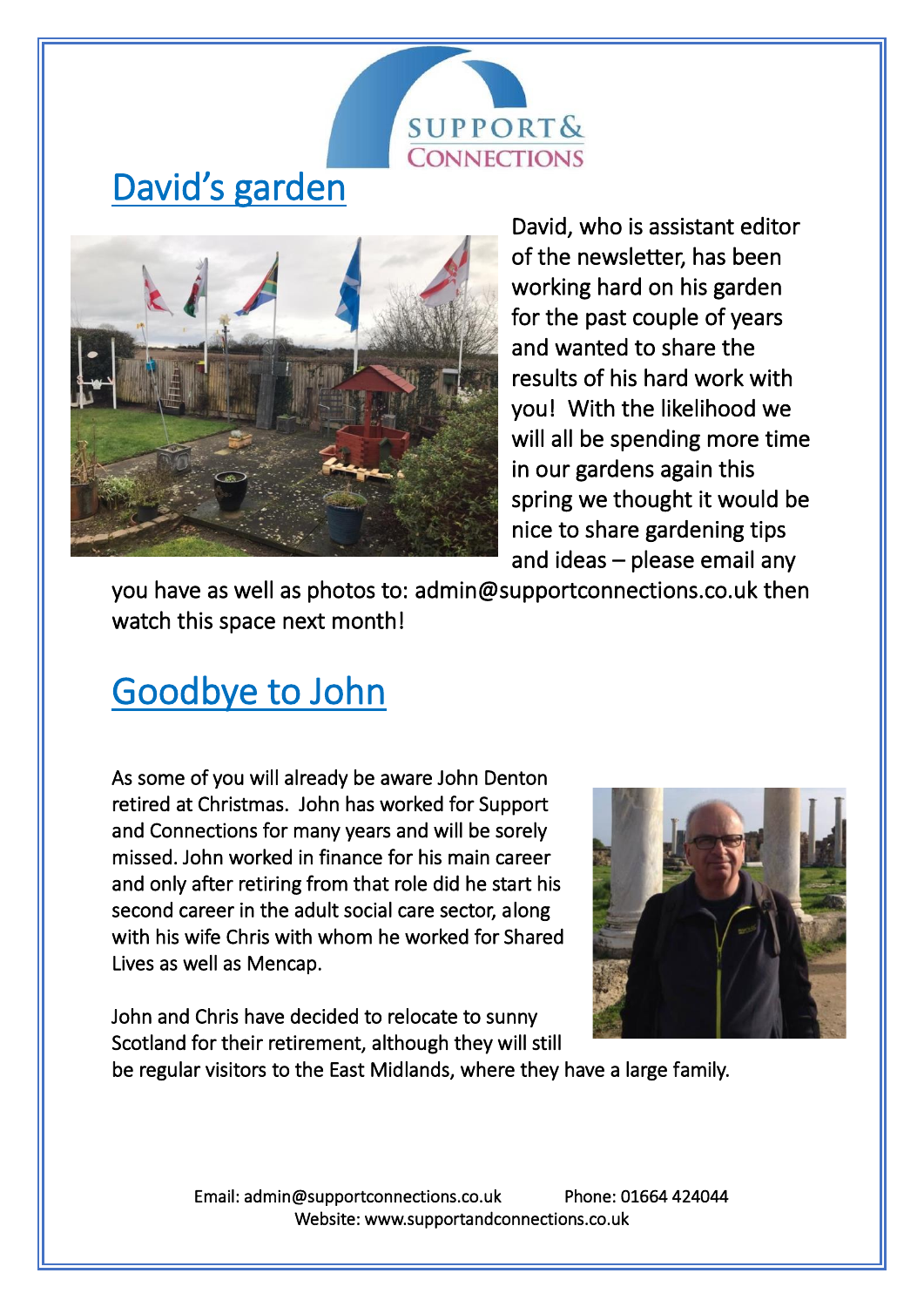## David's garden

David, who is assistant editor of the newsletter, has been working hard on his garden for the past couple of years and wanted to share the results of his hard work with you! With the likelihood we will all be spending more time in our gardens again this spring we thought it would be nice to share gardening tips and ideas – please email any you have as well as photos to: admin@supportconnections.co.uk then watch this space next month!

## Goodbye to John

As some of you will already be aware John Denton retired at Christmas. John has worked for Support and Connections for many years and will be sorely missed. John worked in finance for his main career and only after retiring from that role did he start his second career in the adult social care sector, along with his wife Chris with whom he worked for Shared Lives as well as Mencap.

John and Chris have decided to relocate to sunny Scotland for their retirement, although they will still be regular visitors to the East Midlands, where they have a large family.

Email: admin@supportconnections.co.uk Phone: 01664 424044
Website: www.supportandconnections.co.uk